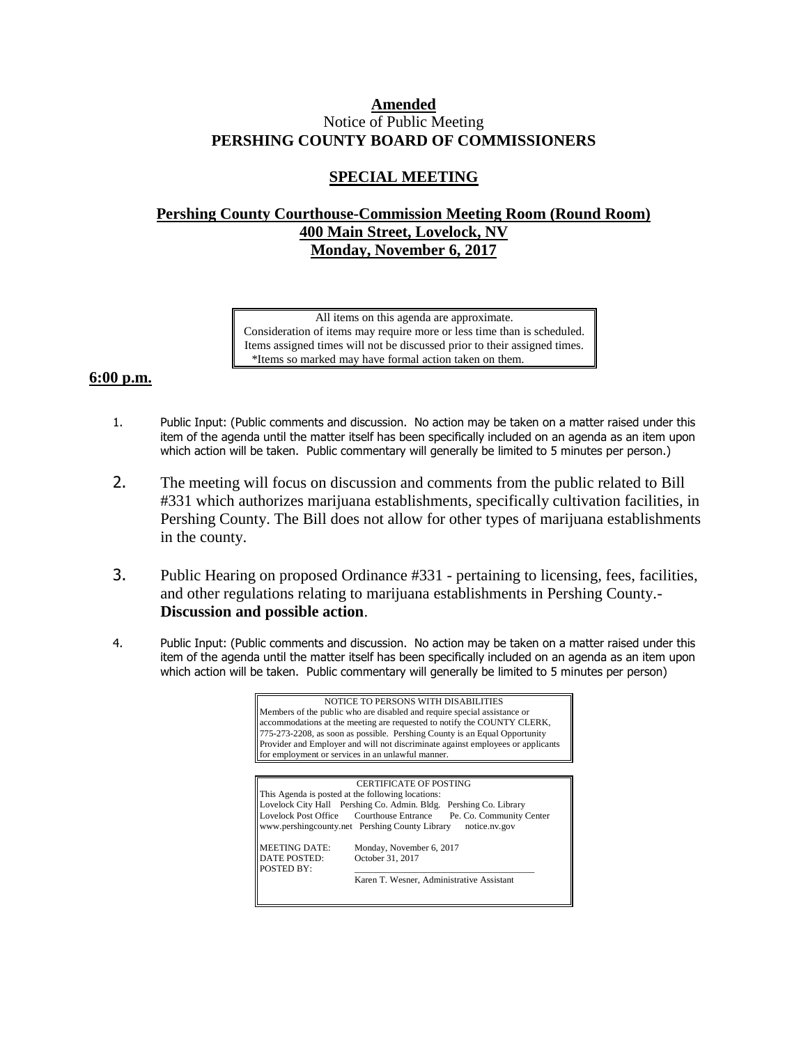**Amended**

Notice of Public Meeting

**PERSHING COUNTY BOARD OF COMMISSIONERS**

## SPECIAL MEETING

**Pershing County Courthouse-Commission Meeting Room (Round Room)**
**400 Main Street, Lovelock, NV**
**Monday, November 6, 2017**

> All items on this agenda are approximate.
> Consideration of items may require more or less time than is scheduled.
> Items assigned times will not be discussed prior to their assigned times.
> *Items so marked may have formal action taken on them.

**6:00 p.m.**

1. Public Input: (Public comments and discussion. No action may be taken on a matter raised under this item of the agenda until the matter itself has been specifically included on an agenda as an item upon which action will be taken. Public commentary will generally be limited to 5 minutes per person.)

2. The meeting will focus on discussion and comments from the public related to Bill #331 which authorizes marijuana establishments, specifically cultivation facilities, in Pershing County. The Bill does not allow for other types of marijuana establishments in the county.

3. Public Hearing on proposed Ordinance #331 - pertaining to licensing, fees, facilities, and other regulations relating to marijuana establishments in Pershing County.- **Discussion and possible action**.

4. Public Input: (Public comments and discussion. No action may be taken on a matter raised under this item of the agenda until the matter itself has been specifically included on an agenda as an item upon which action will be taken. Public commentary will generally be limited to 5 minutes per person)

> NOTICE TO PERSONS WITH DISABILITIES
> Members of the public who are disabled and require special assistance or accommodations at the meeting are requested to notify the COUNTY CLERK, 775-273-2208, as soon as possible. Pershing County is an Equal Opportunity Provider and Employer and will not discriminate against employees or applicants for employment or services in an unlawful manner.

> CERTIFICATE OF POSTING
> This Agenda is posted at the following locations:
> Lovelock City Hall Pershing Co. Admin. Bldg. Pershing Co. Library
> Lovelock Post Office Courthouse Entrance Pe. Co. Community Center
> www.pershingcounty.net Pershing County Library notice.nv.gov
>
> MEETING DATE: Monday, November 6, 2017
> DATE POSTED: October 31, 2017
> POSTED BY: ______________________________
> Karen T. Wesner, Administrative Assistant